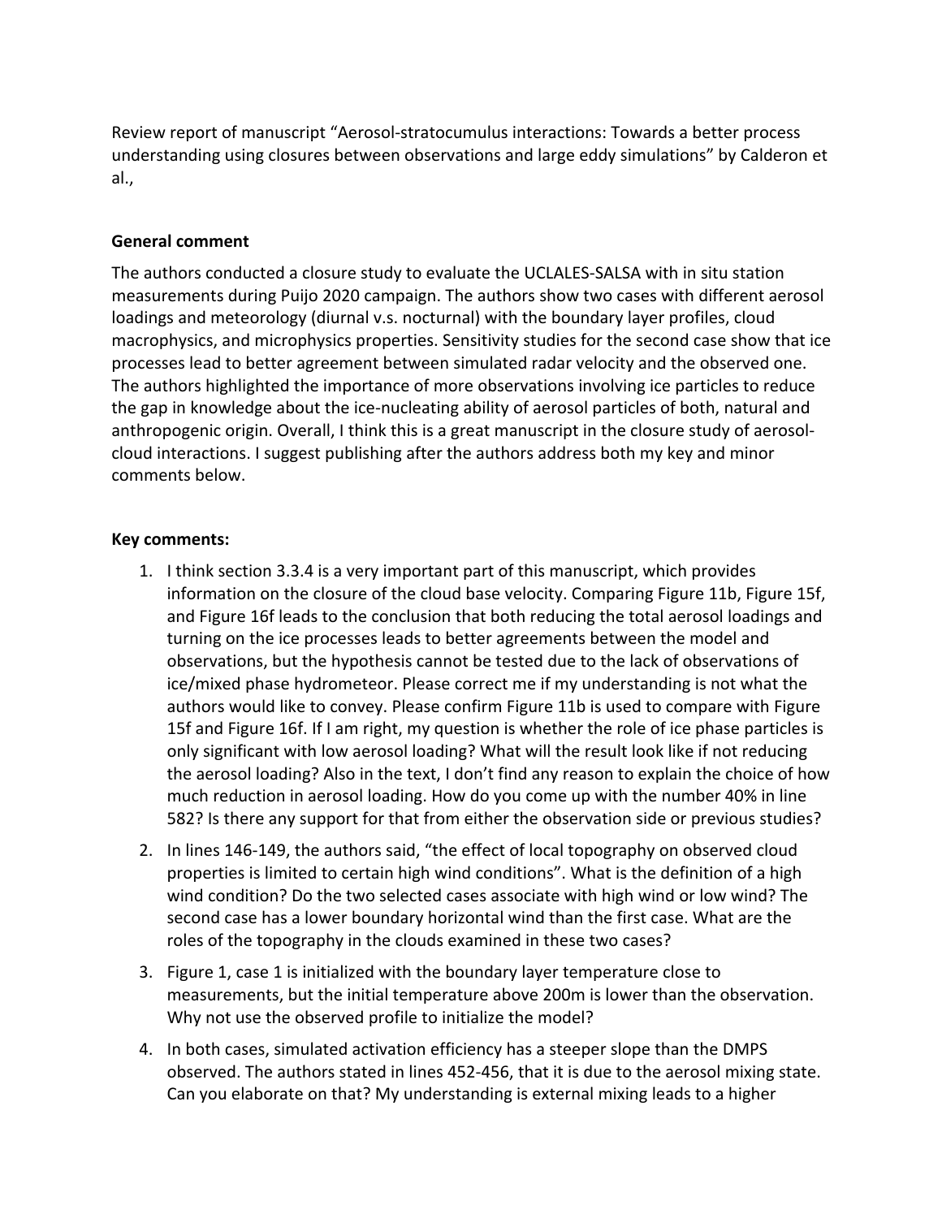Review report of manuscript "Aerosol-stratocumulus interactions: Towards a better process understanding using closures between observations and large eddy simulations" by Calderon et al.,

**General comment**

The authors conducted a closure study to evaluate the UCLALES-SALSA with in situ station measurements during Puijo 2020 campaign. The authors show two cases with different aerosol loadings and meteorology (diurnal v.s. nocturnal) with the boundary layer profiles, cloud macrophysics, and microphysics properties. Sensitivity studies for the second case show that ice processes lead to better agreement between simulated radar velocity and the observed one. The authors highlighted the importance of more observations involving ice particles to reduce the gap in knowledge about the ice-nucleating ability of aerosol particles of both, natural and anthropogenic origin. Overall, I think this is a great manuscript in the closure study of aerosol-cloud interactions. I suggest publishing after the authors address both my key and minor comments below.

**Key comments:**

1. I think section 3.3.4 is a very important part of this manuscript, which provides information on the closure of the cloud base velocity. Comparing Figure 11b, Figure 15f, and Figure 16f leads to the conclusion that both reducing the total aerosol loadings and turning on the ice processes leads to better agreements between the model and observations, but the hypothesis cannot be tested due to the lack of observations of ice/mixed phase hydrometeor. Please correct me if my understanding is not what the authors would like to convey. Please confirm Figure 11b is used to compare with Figure 15f and Figure 16f. If I am right, my question is whether the role of ice phase particles is only significant with low aerosol loading? What will the result look like if not reducing the aerosol loading? Also in the text, I don't find any reason to explain the choice of how much reduction in aerosol loading. How do you come up with the number 40% in line 582? Is there any support for that from either the observation side or previous studies?
2. In lines 146-149, the authors said, "the effect of local topography on observed cloud properties is limited to certain high wind conditions". What is the definition of a high wind condition? Do the two selected cases associate with high wind or low wind? The second case has a lower boundary horizontal wind than the first case. What are the roles of the topography in the clouds examined in these two cases?
3. Figure 1, case 1 is initialized with the boundary layer temperature close to measurements, but the initial temperature above 200m is lower than the observation. Why not use the observed profile to initialize the model?
4. In both cases, simulated activation efficiency has a steeper slope than the DMPS observed. The authors stated in lines 452-456, that it is due to the aerosol mixing state. Can you elaborate on that? My understanding is external mixing leads to a higher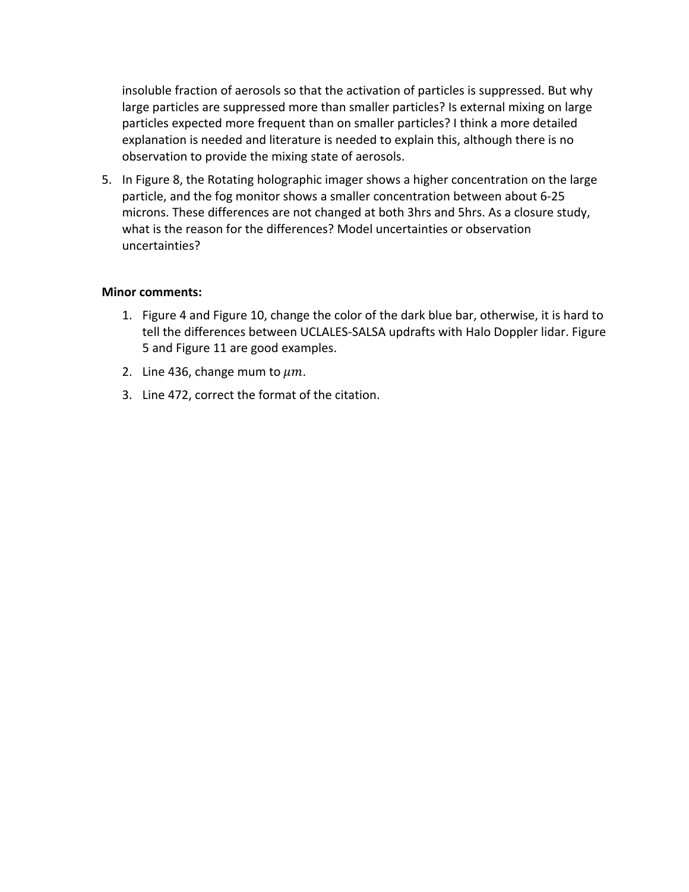insoluble fraction of aerosols so that the activation of particles is suppressed. But why large particles are suppressed more than smaller particles? Is external mixing on large particles expected more frequent than on smaller particles? I think a more detailed explanation is needed and literature is needed to explain this, although there is no observation to provide the mixing state of aerosols.

5. In Figure 8, the Rotating holographic imager shows a higher concentration on the large particle, and the fog monitor shows a smaller concentration between about 6-25 microns. These differences are not changed at both 3hrs and 5hrs. As a closure study, what is the reason for the differences? Model uncertainties or observation uncertainties?

**Minor comments:**

1. Figure 4 and Figure 10, change the color of the dark blue bar, otherwise, it is hard to tell the differences between UCLALES-SALSA updrafts with Halo Doppler lidar. Figure 5 and Figure 11 are good examples.
2. Line 436, change mum to $\mu m$.
3. Line 472, correct the format of the citation.